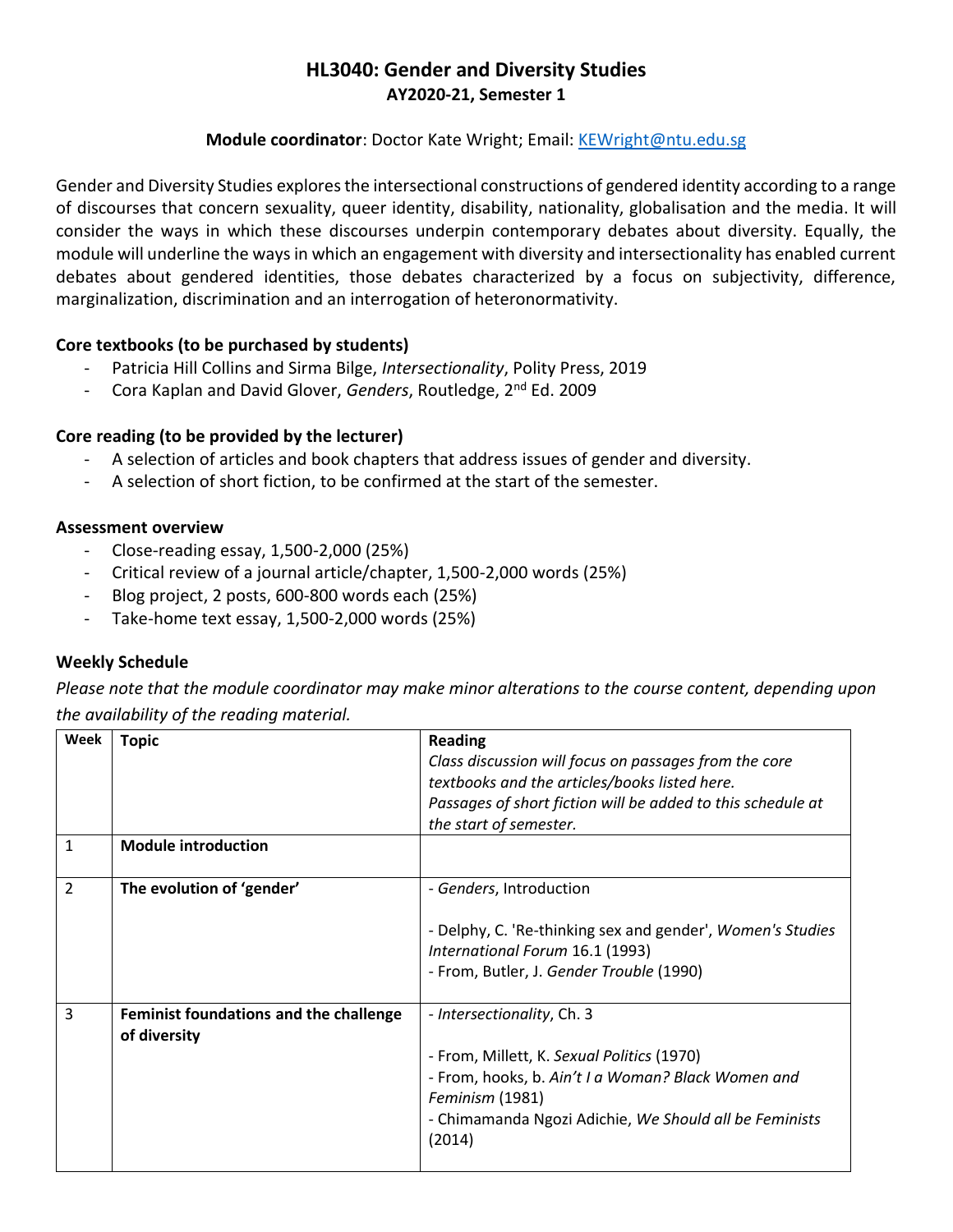# HL3040: Gender and Diversity Studies

## AY2020-21, Semester 1

**Module coordinator**: Doctor Kate Wright; Email: KEWright@ntu.edu.sg

Gender and Diversity Studies explores the intersectional constructions of gendered identity according to a range of discourses that concern sexuality, queer identity, disability, nationality, globalisation and the media. It will consider the ways in which these discourses underpin contemporary debates about diversity. Equally, the module will underline the ways in which an engagement with diversity and intersectionality has enabled current debates about gendered identities, those debates characterized by a focus on subjectivity, difference, marginalization, discrimination and an interrogation of heteronormativity.

### Core textbooks (to be purchased by students)

- Patricia Hill Collins and Sirma Bilge, *Intersectionality*, Polity Press, 2019
- Cora Kaplan and David Glover, *Genders*, Routledge, 2nd Ed. 2009

### Core reading (to be provided by the lecturer)

- A selection of articles and book chapters that address issues of gender and diversity.
- A selection of short fiction, to be confirmed at the start of the semester.

### Assessment overview

- Close-reading essay, 1,500-2,000 (25%)
- Critical review of a journal article/chapter, 1,500-2,000 words (25%)
- Blog project, 2 posts, 600-800 words each (25%)
- Take-home text essay, 1,500-2,000 words (25%)

### Weekly Schedule

*Please note that the module coordinator may make minor alterations to the course content, depending upon the availability of the reading material.*

| Week | Topic | Reading<br>*Class discussion will focus on passages from the core textbooks and the articles/books listed here.*<br>*Passages of short fiction will be added to this schedule at the start of semester.* |
|---|---|---|
| 1 | **Module introduction** | |
| 2 | **The evolution of 'gender'** | - *Genders*, Introduction<br><br>- Delphy, C. 'Re-thinking sex and gender', *Women's Studies International Forum* 16.1 (1993)<br>- From, Butler, J. *Gender Trouble* (1990) |
| 3 | **Feminist foundations and the challenge of diversity** | - *Intersectionality*, Ch. 3<br><br>- From, Millett, K. *Sexual Politics* (1970)<br>- From, hooks, b. *Ain't I a Woman? Black Women and Feminism* (1981)<br>- Chimamanda Ngozi Adichie, *We Should all be Feminists* (2014) |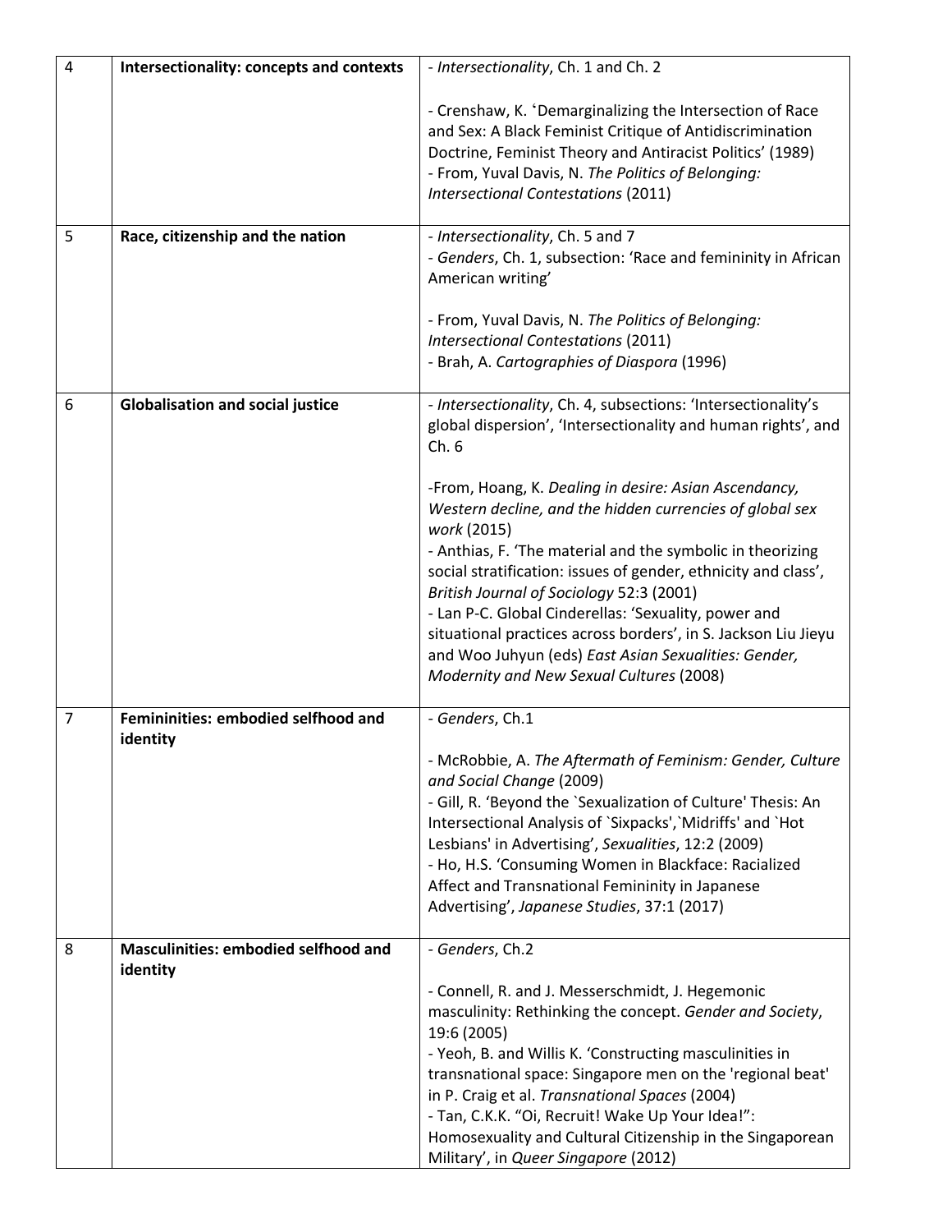| 4 | **Intersectionality: concepts and contexts** | - *Intersectionality*, Ch. 1 and Ch. 2<br><br>- Crenshaw, K. 'Demarginalizing the Intersection of Race and Sex: A Black Feminist Critique of Antidiscrimination Doctrine, Feminist Theory and Antiracist Politics' (1989)<br>- From, Yuval Davis, N. *The Politics of Belonging: Intersectional Contestations* (2011) |
|---|---|---|
| 5 | **Race, citizenship and the nation** | - *Intersectionality*, Ch. 5 and 7<br>- *Genders*, Ch. 1, subsection: 'Race and femininity in African American writing'<br><br>- From, Yuval Davis, N. *The Politics of Belonging: Intersectional Contestations* (2011)<br>- Brah, A. *Cartographies of Diaspora* (1996) |
| 6 | **Globalisation and social justice** | - *Intersectionality*, Ch. 4, subsections: 'Intersectionality's global dispersion', 'Intersectionality and human rights', and Ch. 6<br><br>-From, Hoang, K. *Dealing in desire: Asian Ascendancy, Western decline, and the hidden currencies of global sex work* (2015)<br>- Anthias, F. 'The material and the symbolic in theorizing social stratification: issues of gender, ethnicity and class', *British Journal of Sociology* 52:3 (2001)<br>- Lan P-C. Global Cinderellas: 'Sexuality, power and situational practices across borders', in S. Jackson Liu Jieyu and Woo Juhyun (eds) *East Asian Sexualities: Gender, Modernity and New Sexual Cultures* (2008) |
| 7 | **Femininities: embodied selfhood and identity** | - *Genders*, Ch.1<br><br>- McRobbie, A. *The Aftermath of Feminism: Gender, Culture and Social Change* (2009)<br>- Gill, R. 'Beyond the `Sexualization of Culture' Thesis: An Intersectional Analysis of `Sixpacks',`Midriffs' and `Hot Lesbians' in Advertising', *Sexualities*, 12:2 (2009)<br>- Ho, H.S. 'Consuming Women in Blackface: Racialized Affect and Transnational Femininity in Japanese Advertising', *Japanese Studies*, 37:1 (2017) |
| 8 | **Masculinities: embodied selfhood and identity** | - *Genders*, Ch.2<br><br>- Connell, R. and J. Messerschmidt, J. Hegemonic masculinity: Rethinking the concept. *Gender and Society*, 19:6 (2005)<br>- Yeoh, B. and Willis K. 'Constructing masculinities in transnational space: Singapore men on the 'regional beat' in P. Craig et al. *Transnational Spaces* (2004)<br>- Tan, C.K.K. "Oi, Recruit! Wake Up Your Idea!": Homosexuality and Cultural Citizenship in the Singaporean Military', in *Queer Singapore* (2012) |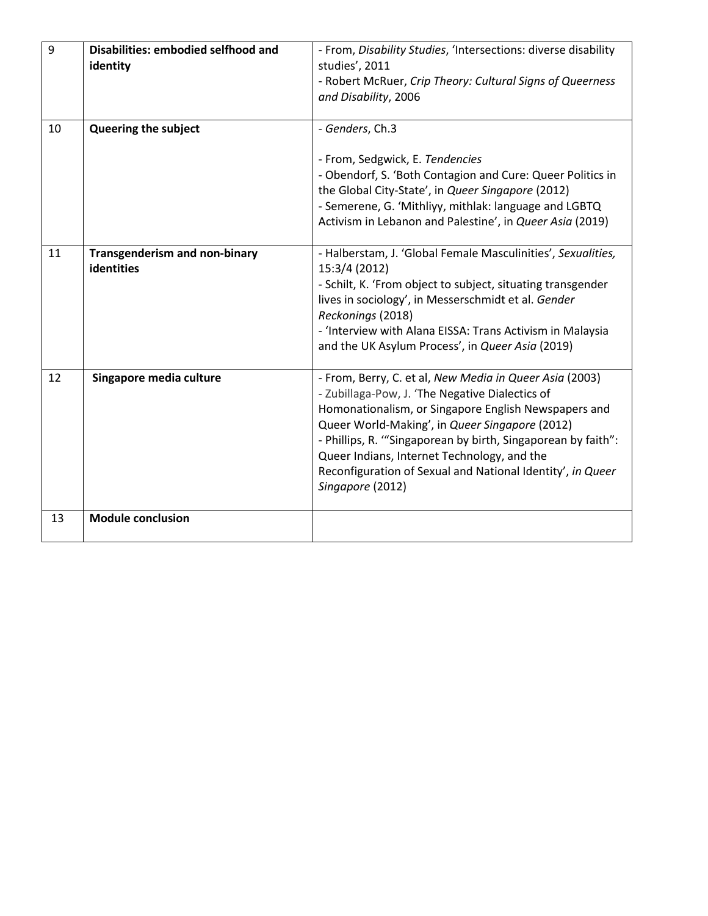| | | |
|---|---|---|
| 9 | **Disabilities: embodied selfhood and identity** | - From, *Disability Studies*, 'Intersections: diverse disability studies', 2011<br>- Robert McRuer, *Crip Theory: Cultural Signs of Queerness and Disability*, 2006 |
| 10 | **Queering the subject** | - *Genders*, Ch.3<br><br>- From, Sedgwick, E. *Tendencies*<br>- Obendorf, S. 'Both Contagion and Cure: Queer Politics in the Global City-State', in *Queer Singapore* (2012)<br>- Semerene, G. 'Mithliyy, mithlak: language and LGBTQ Activism in Lebanon and Palestine', in *Queer Asia* (2019) |
| 11 | **Transgenderism and non-binary identities** | - Halberstam, J. 'Global Female Masculinities', *Sexualities,* 15:3/4 (2012)<br>- Schilt, K. 'From object to subject, situating transgender lives in sociology', in Messerschmidt et al. *Gender Reckonings* (2018)<br>- 'Interview with Alana EISSA: Trans Activism in Malaysia and the UK Asylum Process', in *Queer Asia* (2019) |
| 12 | **Singapore media culture** | - From, Berry, C. et al, *New Media in Queer Asia* (2003)<br>- Zubillaga-Pow, J. 'The Negative Dialectics of Homonationalism, or Singapore English Newspapers and Queer World-Making', in *Queer Singapore* (2012)<br>- Phillips, R. '"Singaporean by birth, Singaporean by faith": Queer Indians, Internet Technology, and the Reconfiguration of Sexual and National Identity', *in Queer Singapore* (2012) |
| 13 | **Module conclusion** | |